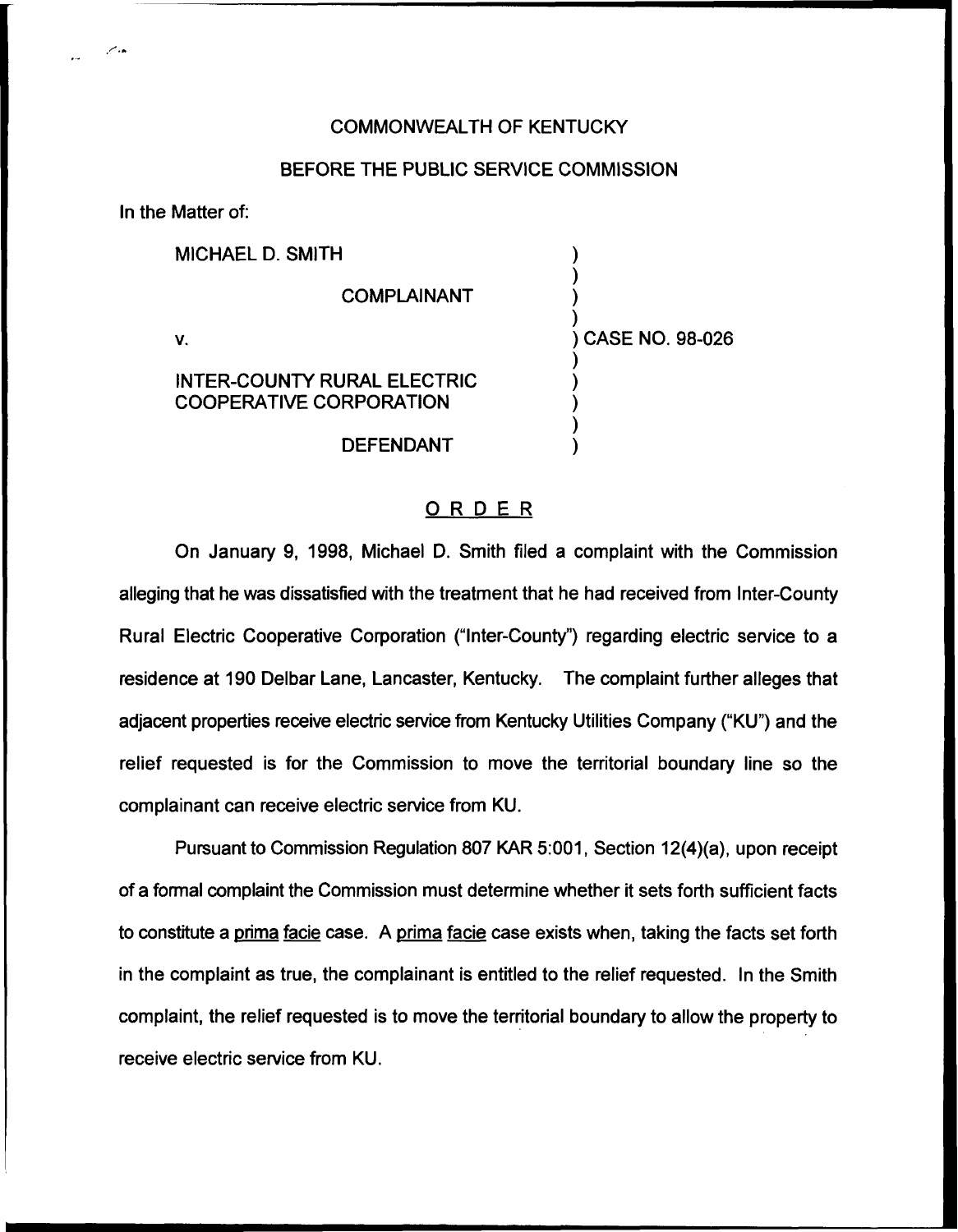COMMONWEALTH OF KENTUCKY

BEFORE THE PUBLIC SERVICE COMMISSION

In the Matter of:

MICHAEL D. SMITH

COMPLAINANT

v.

INTER-COUNTY RURAL ELECTRIC COOPERATIVE CORPORATION

DEFENDANT

) CASE NO. 98-026

## ORDER

On January 9, 1998, Michael D. Smith filed a complaint with the Commission alleging that he was dissatisfied with the treatment that he had received from Inter-County Rural Electric Cooperative Corporation ("Inter-County") regarding electric service to a residence at 190 Delbar Lane, Lancaster, Kentucky. The complaint further alleges that adjacent properties receive electric service from Kentucky Utilities Company ("KU") and the relief requested is for the Commission to move the territorial boundary line so the complainant can receive electric service from KU.

Pursuant to Commission Regulation 807 KAR 5:001, Section 12(4)(a), upon receipt of a formal complaint the Commission must determine whether it sets forth sufficient facts to constitute a prima facie case. A prima facie case exists when, taking the facts set forth in the complaint as true, the complainant is entitled to the relief requested. In the Smith complaint, the relief requested is to move the territorial boundary to allow the property to receive electric service from KU.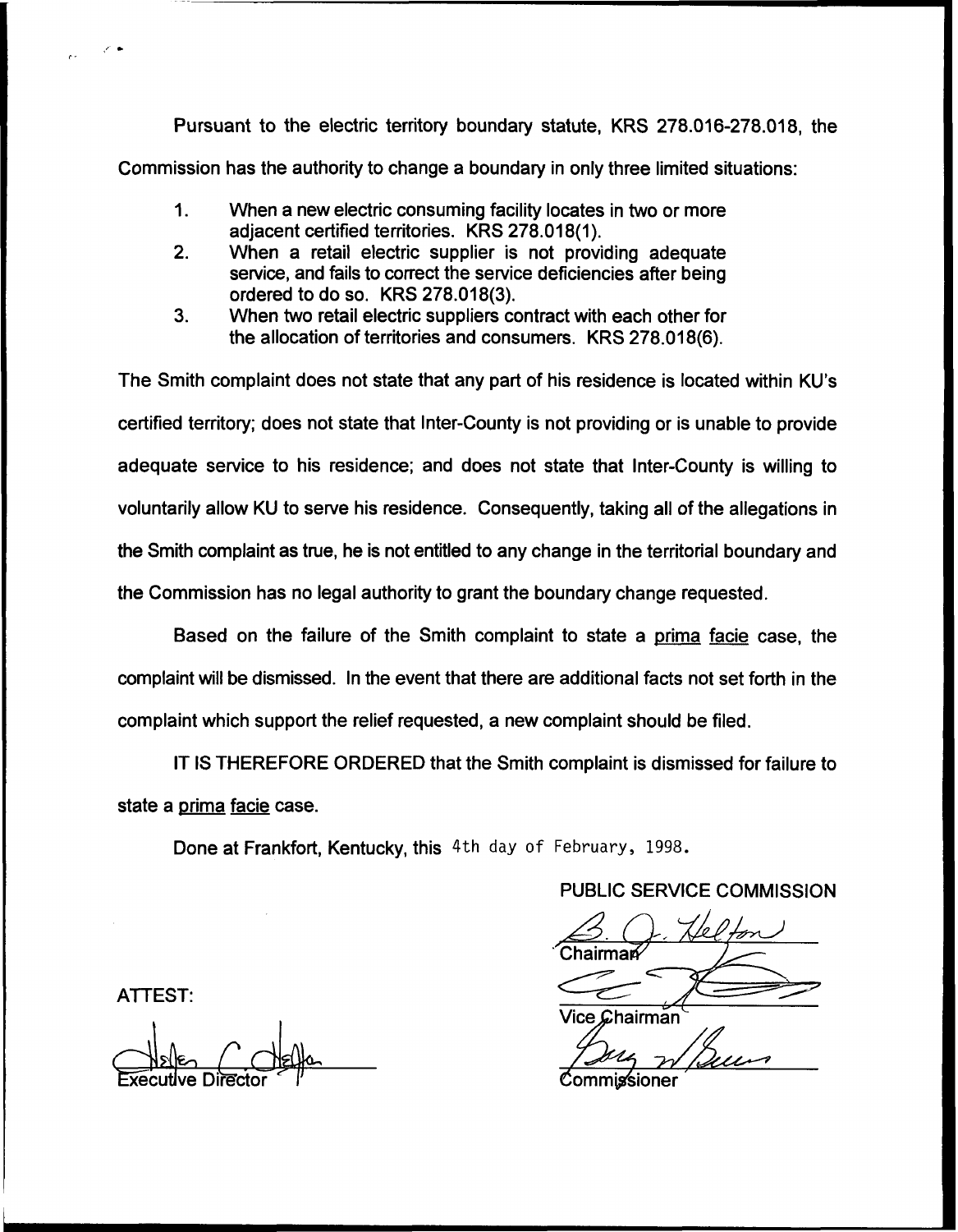Pursuant to the electric territory boundary statute, KRS 278.016-278.018, the Commission has the authority to change a boundary in only three limited situations:

1. When a new electric consuming facility locates in two or more adjacent certified territories. KRS 278.018(1).
2. When a retail electric supplier is not providing adequate service, and fails to correct the service deficiencies after being ordered to do so. KRS 278.018(3).
3. When two retail electric suppliers contract with each other for the allocation of territories and consumers. KRS 278.018(6).

The Smith complaint does not state that any part of his residence is located within KU's certified territory; does not state that Inter-County is not providing or is unable to provide adequate service to his residence; and does not state that Inter-County is willing to voluntarily allow KU to serve his residence. Consequently, taking all of the allegations in the Smith complaint as true, he is not entitled to any change in the territorial boundary and the Commission has no legal authority to grant the boundary change requested.

Based on the failure of the Smith complaint to state a prima facie case, the complaint will be dismissed. In the event that there are additional facts not set forth in the complaint which support the relief requested, a new complaint should be filed.

IT IS THEREFORE ORDERED that the Smith complaint is dismissed for failure to state a prima facie case.

Done at Frankfort, Kentucky, this 4th day of February, 1998.

PUBLIC SERVICE COMMISSION

Chairman

Vice Chairman

Commissioner

ATTEST:

Executive Director